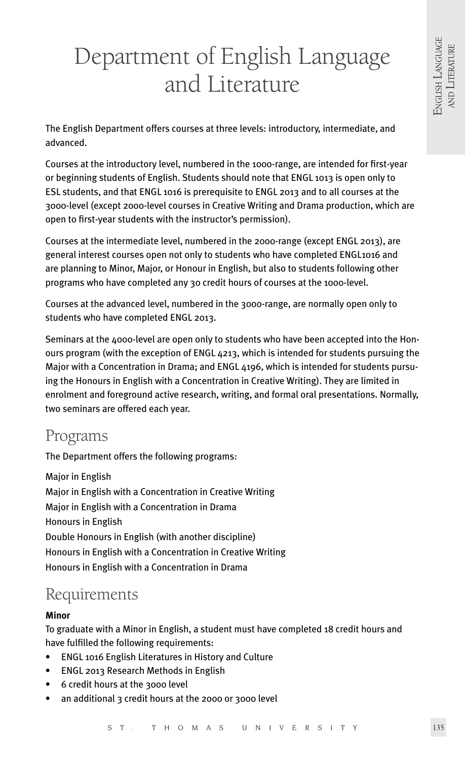# Department of English Language and Literature

The English Department offers courses at three levels: introductory, intermediate, and advanced.

Courses at the introductory level, numbered in the 1000-range, are intended for first-year or beginning students of English. Students should note that ENGL 1013 is open only to ESL students, and that ENGL 1016 is prerequisite to ENGL 2013 and to all courses at the 3000-level (except 2000-level courses in Creative Writing and Drama production, which are open to first-year students with the instructor's permission).

Courses at the intermediate level, numbered in the 2000-range (except ENGL 2013), are general interest courses open not only to students who have completed ENGL1016 and are planning to Minor, Major, or Honour in English, but also to students following other programs who have completed any 30 credit hours of courses at the 1000-level.

Courses at the advanced level, numbered in the 3000-range, are normally open only to students who have completed ENGL 2013.

Seminars at the 4000-level are open only to students who have been accepted into the Honours program (with the exception of ENGL 4213, which is intended for students pursuing the Major with a Concentration in Drama; and ENGL 4196, which is intended for students pursuing the Honours in English with a Concentration in Creative Writing). They are limited in enrolment and foreground active research, writing, and formal oral presentations. Normally, two seminars are offered each year.

## Programs

The Department offers the following programs:

Major in English
Major in English with a Concentration in Creative Writing
Major in English with a Concentration in Drama
Honours in English
Double Honours in English (with another discipline)
Honours in English with a Concentration in Creative Writing
Honours in English with a Concentration in Drama

## Requirements

**Minor**

To graduate with a Minor in English, a student must have completed 18 credit hours and have fulfilled the following requirements:

- ENGL 1016 English Literatures in History and Culture
- ENGL 2013 Research Methods in English
- 6 credit hours at the 3000 level
- an additional 3 credit hours at the 2000 or 3000 level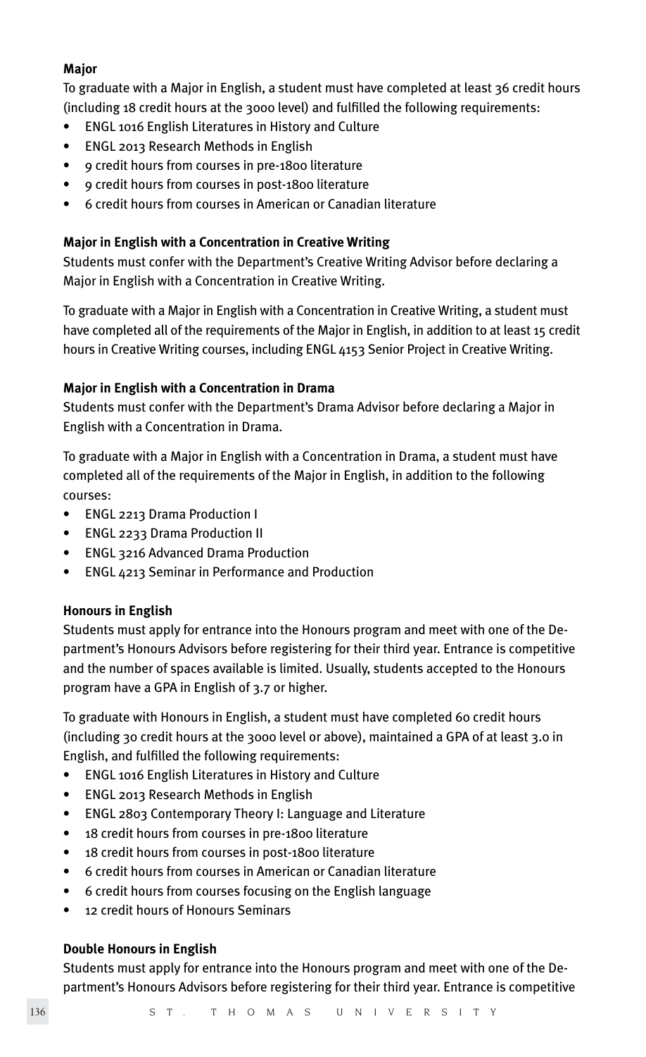**Major**

To graduate with a Major in English, a student must have completed at least 36 credit hours (including 18 credit hours at the 3000 level) and fulfilled the following requirements:

- ENGL 1016 English Literatures in History and Culture
- ENGL 2013 Research Methods in English
- 9 credit hours from courses in pre-1800 literature
- 9 credit hours from courses in post-1800 literature
- 6 credit hours from courses in American or Canadian literature

**Major in English with a Concentration in Creative Writing**

Students must confer with the Department's Creative Writing Advisor before declaring a Major in English with a Concentration in Creative Writing.

To graduate with a Major in English with a Concentration in Creative Writing, a student must have completed all of the requirements of the Major in English, in addition to at least 15 credit hours in Creative Writing courses, including ENGL 4153 Senior Project in Creative Writing.

**Major in English with a Concentration in Drama**

Students must confer with the Department's Drama Advisor before declaring a Major in English with a Concentration in Drama.

To graduate with a Major in English with a Concentration in Drama, a student must have completed all of the requirements of the Major in English, in addition to the following courses:

- ENGL 2213 Drama Production I
- ENGL 2233 Drama Production II
- ENGL 3216 Advanced Drama Production
- ENGL 4213 Seminar in Performance and Production

**Honours in English**

Students must apply for entrance into the Honours program and meet with one of the Department's Honours Advisors before registering for their third year. Entrance is competitive and the number of spaces available is limited. Usually, students accepted to the Honours program have a GPA in English of 3.7 or higher.

To graduate with Honours in English, a student must have completed 60 credit hours (including 30 credit hours at the 3000 level or above), maintained a GPA of at least 3.0 in English, and fulfilled the following requirements:

- ENGL 1016 English Literatures in History and Culture
- ENGL 2013 Research Methods in English
- ENGL 2803 Contemporary Theory I: Language and Literature
- 18 credit hours from courses in pre-1800 literature
- 18 credit hours from courses in post-1800 literature
- 6 credit hours from courses in American or Canadian literature
- 6 credit hours from courses focusing on the English language
- 12 credit hours of Honours Seminars

**Double Honours in English**

Students must apply for entrance into the Honours program and meet with one of the Department's Honours Advisors before registering for their third year. Entrance is competitive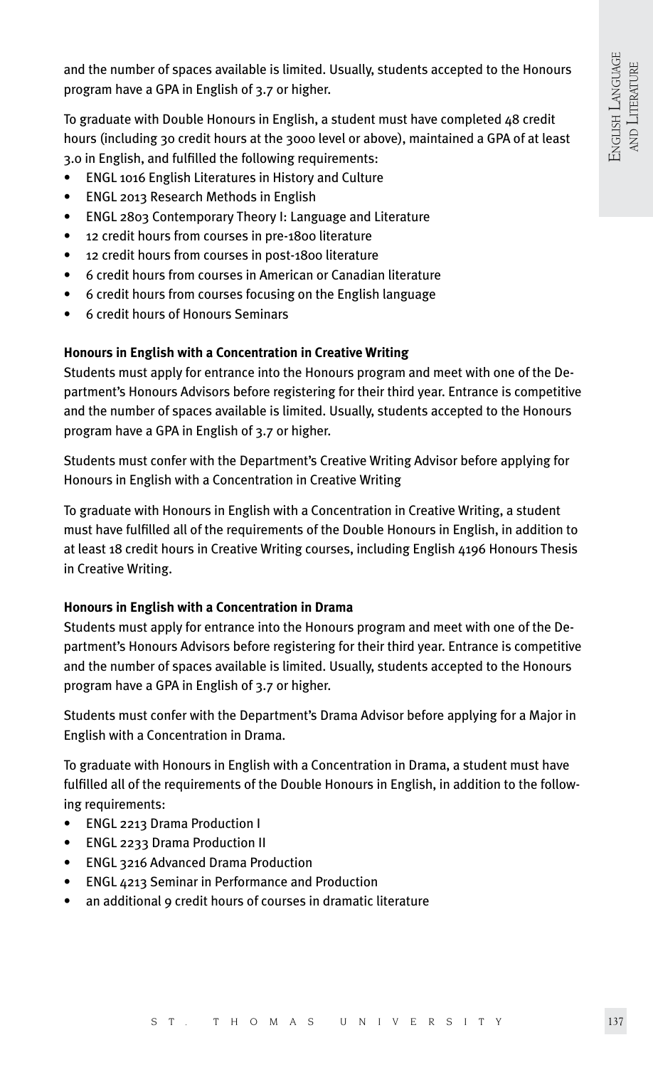and the number of spaces available is limited. Usually, students accepted to the Honours program have a GPA in English of 3.7 or higher.

To graduate with Double Honours in English, a student must have completed 48 credit hours (including 30 credit hours at the 3000 level or above), maintained a GPA of at least 3.0 in English, and fulfilled the following requirements:

- ENGL 1016 English Literatures in History and Culture
- ENGL 2013 Research Methods in English
- ENGL 2803 Contemporary Theory I: Language and Literature
- 12 credit hours from courses in pre-1800 literature
- 12 credit hours from courses in post-1800 literature
- 6 credit hours from courses in American or Canadian literature
- 6 credit hours from courses focusing on the English language
- 6 credit hours of Honours Seminars

**Honours in English with a Concentration in Creative Writing**

Students must apply for entrance into the Honours program and meet with one of the Department's Honours Advisors before registering for their third year. Entrance is competitive and the number of spaces available is limited. Usually, students accepted to the Honours program have a GPA in English of 3.7 or higher.

Students must confer with the Department's Creative Writing Advisor before applying for Honours in English with a Concentration in Creative Writing

To graduate with Honours in English with a Concentration in Creative Writing, a student must have fulfilled all of the requirements of the Double Honours in English, in addition to at least 18 credit hours in Creative Writing courses, including English 4196 Honours Thesis in Creative Writing.

**Honours in English with a Concentration in Drama**

Students must apply for entrance into the Honours program and meet with one of the Department's Honours Advisors before registering for their third year. Entrance is competitive and the number of spaces available is limited. Usually, students accepted to the Honours program have a GPA in English of 3.7 or higher.

Students must confer with the Department's Drama Advisor before applying for a Major in English with a Concentration in Drama.

To graduate with Honours in English with a Concentration in Drama, a student must have fulfilled all of the requirements of the Double Honours in English, in addition to the following requirements:

- ENGL 2213 Drama Production I
- ENGL 2233 Drama Production II
- ENGL 3216 Advanced Drama Production
- ENGL 4213 Seminar in Performance and Production
- an additional 9 credit hours of courses in dramatic literature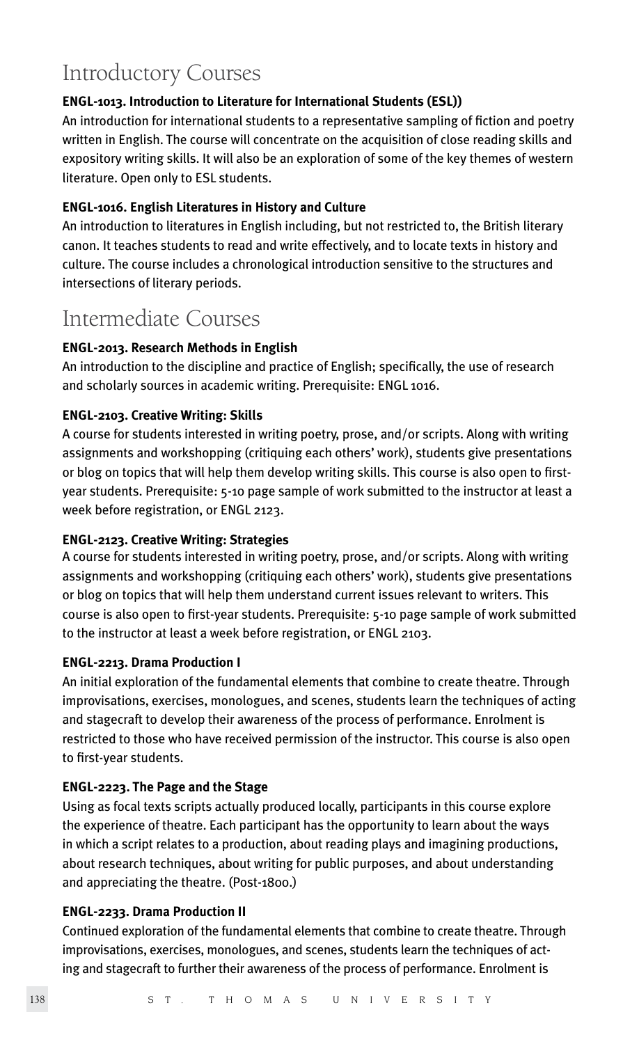# Introductory Courses

**ENGL-1013. Introduction to Literature for International Students (ESL))**

An introduction for international students to a representative sampling of fiction and poetry written in English. The course will concentrate on the acquisition of close reading skills and expository writing skills. It will also be an exploration of some of the key themes of western literature. Open only to ESL students.

**ENGL-1016. English Literatures in History and Culture**

An introduction to literatures in English including, but not restricted to, the British literary canon. It teaches students to read and write effectively, and to locate texts in history and culture. The course includes a chronological introduction sensitive to the structures and intersections of literary periods.

# Intermediate Courses

**ENGL-2013. Research Methods in English**

An introduction to the discipline and practice of English; specifically, the use of research and scholarly sources in academic writing. Prerequisite: ENGL 1016.

**ENGL-2103. Creative Writing: Skills**

A course for students interested in writing poetry, prose, and/or scripts. Along with writing assignments and workshopping (critiquing each others' work), students give presentations or blog on topics that will help them develop writing skills. This course is also open to first-year students. Prerequisite: 5-10 page sample of work submitted to the instructor at least a week before registration, or ENGL 2123.

**ENGL-2123. Creative Writing: Strategies**

A course for students interested in writing poetry, prose, and/or scripts. Along with writing assignments and workshopping (critiquing each others' work), students give presentations or blog on topics that will help them understand current issues relevant to writers. This course is also open to first-year students. Prerequisite: 5-10 page sample of work submitted to the instructor at least a week before registration, or ENGL 2103.

**ENGL-2213. Drama Production I**

An initial exploration of the fundamental elements that combine to create theatre. Through improvisations, exercises, monologues, and scenes, students learn the techniques of acting and stagecraft to develop their awareness of the process of performance. Enrolment is restricted to those who have received permission of the instructor. This course is also open to first-year students.

**ENGL-2223. The Page and the Stage**

Using as focal texts scripts actually produced locally, participants in this course explore the experience of theatre. Each participant has the opportunity to learn about the ways in which a script relates to a production, about reading plays and imagining productions, about research techniques, about writing for public purposes, and about understanding and appreciating the theatre. (Post-1800.)

**ENGL-2233. Drama Production II**

Continued exploration of the fundamental elements that combine to create theatre. Through improvisations, exercises, monologues, and scenes, students learn the techniques of acting and stagecraft to further their awareness of the process of performance. Enrolment is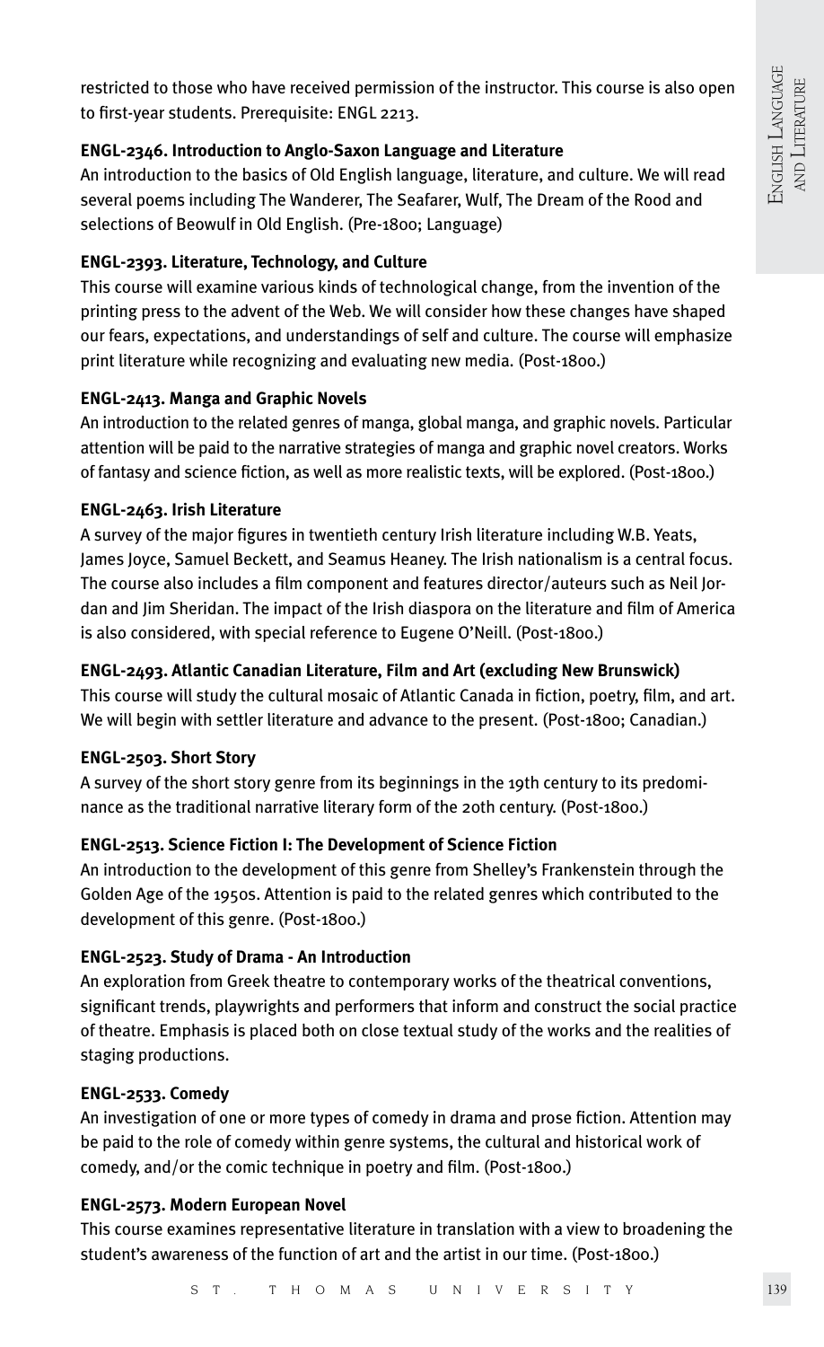restricted to those who have received permission of the instructor. This course is also open to first-year students. Prerequisite: ENGL 2213.

**ENGL-2346. Introduction to Anglo-Saxon Language and Literature**

An introduction to the basics of Old English language, literature, and culture. We will read several poems including The Wanderer, The Seafarer, Wulf, The Dream of the Rood and selections of Beowulf in Old English. (Pre-1800; Language)

**ENGL-2393. Literature, Technology, and Culture**

This course will examine various kinds of technological change, from the invention of the printing press to the advent of the Web. We will consider how these changes have shaped our fears, expectations, and understandings of self and culture. The course will emphasize print literature while recognizing and evaluating new media. (Post-1800.)

**ENGL-2413. Manga and Graphic Novels**

An introduction to the related genres of manga, global manga, and graphic novels. Particular attention will be paid to the narrative strategies of manga and graphic novel creators. Works of fantasy and science fiction, as well as more realistic texts, will be explored. (Post-1800.)

**ENGL-2463. Irish Literature**

A survey of the major figures in twentieth century Irish literature including W.B. Yeats, James Joyce, Samuel Beckett, and Seamus Heaney. The Irish nationalism is a central focus. The course also includes a film component and features director/auteurs such as Neil Jordan and Jim Sheridan. The impact of the Irish diaspora on the literature and film of America is also considered, with special reference to Eugene O'Neill. (Post-1800.)

**ENGL-2493. Atlantic Canadian Literature, Film and Art (excluding New Brunswick)**

This course will study the cultural mosaic of Atlantic Canada in fiction, poetry, film, and art. We will begin with settler literature and advance to the present. (Post-1800; Canadian.)

**ENGL-2503. Short Story**

A survey of the short story genre from its beginnings in the 19th century to its predominance as the traditional narrative literary form of the 20th century. (Post-1800.)

**ENGL-2513. Science Fiction I: The Development of Science Fiction**

An introduction to the development of this genre from Shelley's Frankenstein through the Golden Age of the 1950s. Attention is paid to the related genres which contributed to the development of this genre. (Post-1800.)

**ENGL-2523. Study of Drama - An Introduction**

An exploration from Greek theatre to contemporary works of the theatrical conventions, significant trends, playwrights and performers that inform and construct the social practice of theatre. Emphasis is placed both on close textual study of the works and the realities of staging productions.

**ENGL-2533. Comedy**

An investigation of one or more types of comedy in drama and prose fiction. Attention may be paid to the role of comedy within genre systems, the cultural and historical work of comedy, and/or the comic technique in poetry and film. (Post-1800.)

**ENGL-2573. Modern European Novel**

This course examines representative literature in translation with a view to broadening the student's awareness of the function of art and the artist in our time. (Post-1800.)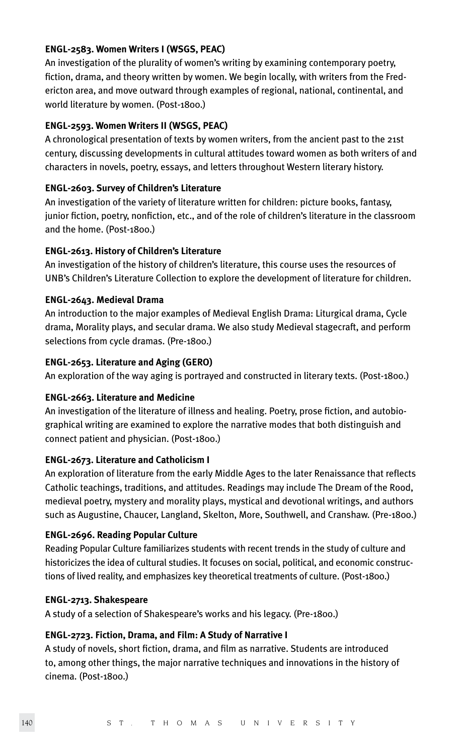**ENGL-2583. Women Writers I (WSGS, PEAC)**

An investigation of the plurality of women's writing by examining contemporary poetry, fiction, drama, and theory written by women. We begin locally, with writers from the Fredericton area, and move outward through examples of regional, national, continental, and world literature by women. (Post-1800.)

**ENGL-2593. Women Writers II (WSGS, PEAC)**

A chronological presentation of texts by women writers, from the ancient past to the 21st century, discussing developments in cultural attitudes toward women as both writers of and characters in novels, poetry, essays, and letters throughout Western literary history.

**ENGL-2603. Survey of Children's Literature**

An investigation of the variety of literature written for children: picture books, fantasy, junior fiction, poetry, nonfiction, etc., and of the role of children's literature in the classroom and the home. (Post-1800.)

**ENGL-2613. History of Children's Literature**

An investigation of the history of children's literature, this course uses the resources of UNB's Children's Literature Collection to explore the development of literature for children.

**ENGL-2643. Medieval Drama**

An introduction to the major examples of Medieval English Drama: Liturgical drama, Cycle drama, Morality plays, and secular drama. We also study Medieval stagecraft, and perform selections from cycle dramas. (Pre-1800.)

**ENGL-2653. Literature and Aging (GERO)**

An exploration of the way aging is portrayed and constructed in literary texts. (Post-1800.)

**ENGL-2663. Literature and Medicine**

An investigation of the literature of illness and healing. Poetry, prose fiction, and autobiographical writing are examined to explore the narrative modes that both distinguish and connect patient and physician. (Post-1800.)

**ENGL-2673. Literature and Catholicism I**

An exploration of literature from the early Middle Ages to the later Renaissance that reflects Catholic teachings, traditions, and attitudes. Readings may include The Dream of the Rood, medieval poetry, mystery and morality plays, mystical and devotional writings, and authors such as Augustine, Chaucer, Langland, Skelton, More, Southwell, and Cranshaw. (Pre-1800.)

**ENGL-2696. Reading Popular Culture**

Reading Popular Culture familiarizes students with recent trends in the study of culture and historicizes the idea of cultural studies. It focuses on social, political, and economic constructions of lived reality, and emphasizes key theoretical treatments of culture. (Post-1800.)

**ENGL-2713. Shakespeare**

A study of a selection of Shakespeare's works and his legacy. (Pre-1800.)

**ENGL-2723. Fiction, Drama, and Film: A Study of Narrative I**

A study of novels, short fiction, drama, and film as narrative. Students are introduced to, among other things, the major narrative techniques and innovations in the history of cinema. (Post-1800.)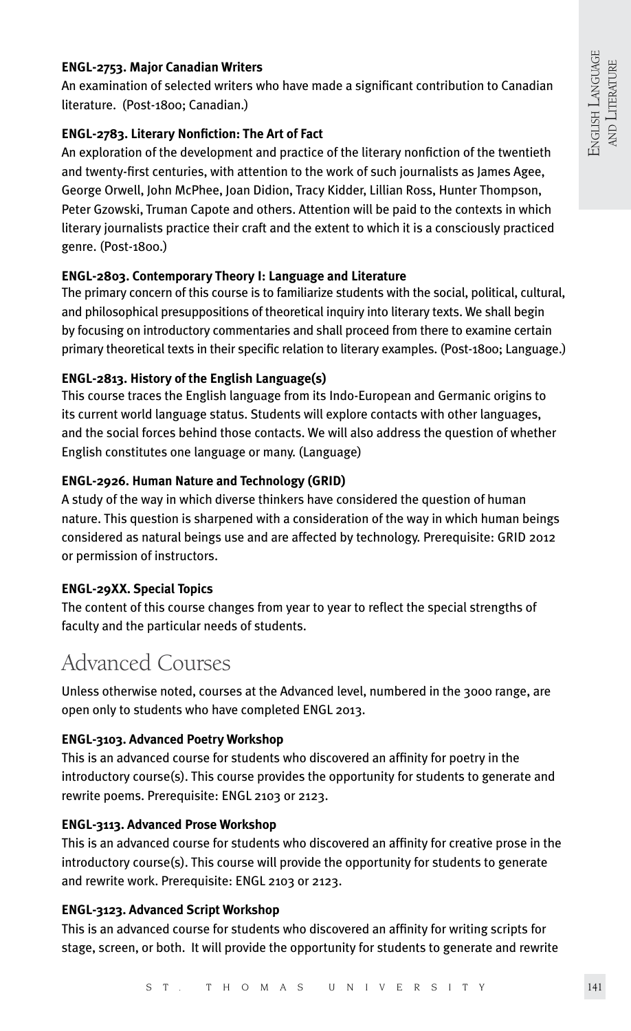**ENGL-2753. Major Canadian Writers**

An examination of selected writers who have made a significant contribution to Canadian literature. (Post-1800; Canadian.)

**ENGL-2783. Literary Nonfiction: The Art of Fact**

An exploration of the development and practice of the literary nonfiction of the twentieth and twenty-first centuries, with attention to the work of such journalists as James Agee, George Orwell, John McPhee, Joan Didion, Tracy Kidder, Lillian Ross, Hunter Thompson, Peter Gzowski, Truman Capote and others. Attention will be paid to the contexts in which literary journalists practice their craft and the extent to which it is a consciously practiced genre. (Post-1800.)

**ENGL-2803. Contemporary Theory I: Language and Literature**

The primary concern of this course is to familiarize students with the social, political, cultural, and philosophical presuppositions of theoretical inquiry into literary texts. We shall begin by focusing on introductory commentaries and shall proceed from there to examine certain primary theoretical texts in their specific relation to literary examples. (Post-1800; Language.)

**ENGL-2813. History of the English Language(s)**

This course traces the English language from its Indo-European and Germanic origins to its current world language status. Students will explore contacts with other languages, and the social forces behind those contacts. We will also address the question of whether English constitutes one language or many. (Language)

**ENGL-2926. Human Nature and Technology (GRID)**

A study of the way in which diverse thinkers have considered the question of human nature. This question is sharpened with a consideration of the way in which human beings considered as natural beings use and are affected by technology. Prerequisite: GRID 2012 or permission of instructors.

**ENGL-29XX. Special Topics**

The content of this course changes from year to year to reflect the special strengths of faculty and the particular needs of students.

# Advanced Courses

Unless otherwise noted, courses at the Advanced level, numbered in the 3000 range, are open only to students who have completed ENGL 2013.

**ENGL-3103. Advanced Poetry Workshop**

This is an advanced course for students who discovered an affinity for poetry in the introductory course(s). This course provides the opportunity for students to generate and rewrite poems. Prerequisite: ENGL 2103 or 2123.

**ENGL-3113. Advanced Prose Workshop**

This is an advanced course for students who discovered an affinity for creative prose in the introductory course(s). This course will provide the opportunity for students to generate and rewrite work. Prerequisite: ENGL 2103 or 2123.

**ENGL-3123. Advanced Script Workshop**

This is an advanced course for students who discovered an affinity for writing scripts for stage, screen, or both. It will provide the opportunity for students to generate and rewrite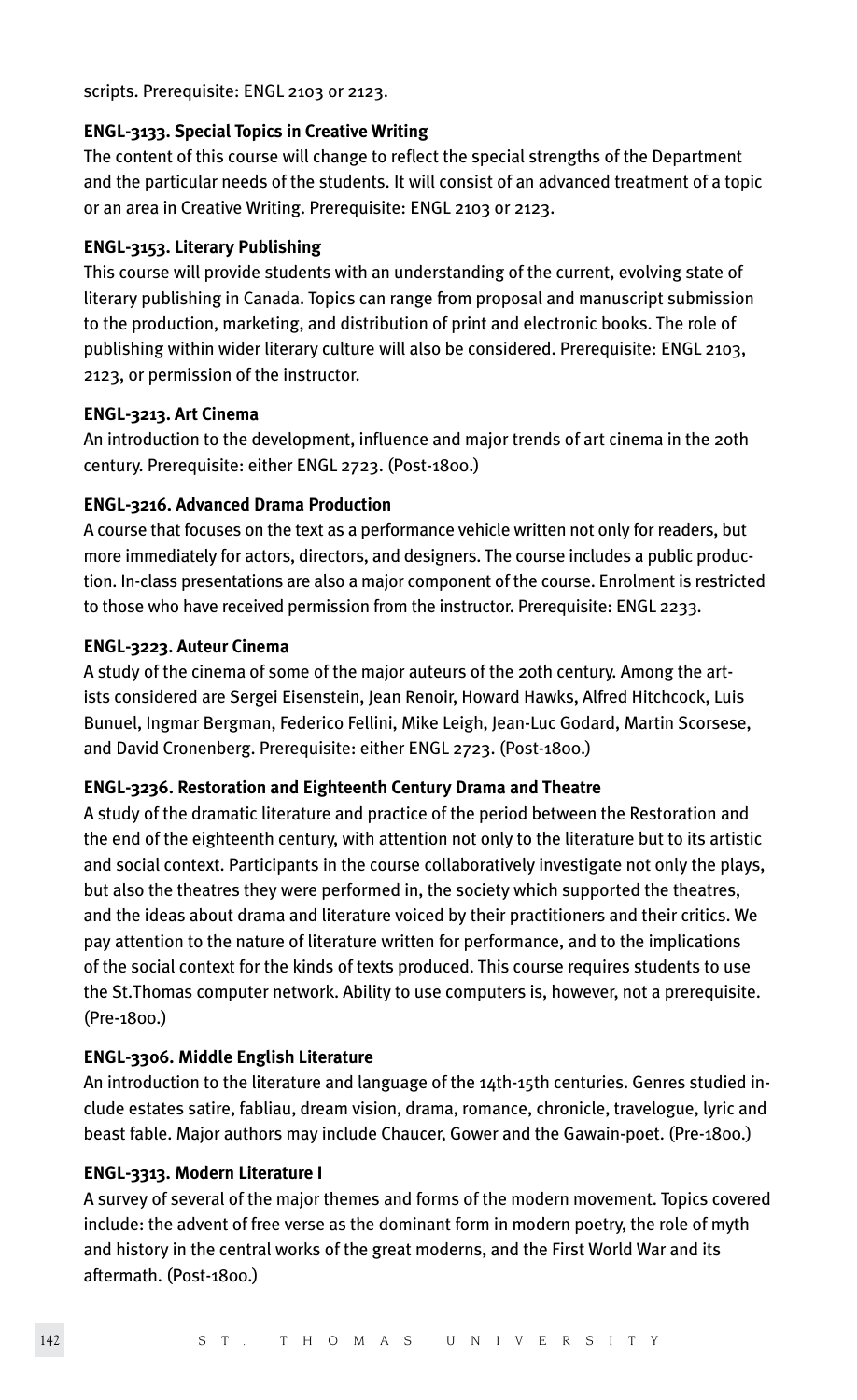scripts. Prerequisite: ENGL 2103 or 2123.

**ENGL-3133. Special Topics in Creative Writing**
The content of this course will change to reflect the special strengths of the Department and the particular needs of the students. It will consist of an advanced treatment of a topic or an area in Creative Writing. Prerequisite: ENGL 2103 or 2123.

**ENGL-3153. Literary Publishing**
This course will provide students with an understanding of the current, evolving state of literary publishing in Canada. Topics can range from proposal and manuscript submission to the production, marketing, and distribution of print and electronic books. The role of publishing within wider literary culture will also be considered. Prerequisite: ENGL 2103, 2123, or permission of the instructor.

**ENGL-3213. Art Cinema**
An introduction to the development, influence and major trends of art cinema in the 20th century. Prerequisite: either ENGL 2723. (Post-1800.)

**ENGL-3216. Advanced Drama Production**
A course that focuses on the text as a performance vehicle written not only for readers, but more immediately for actors, directors, and designers. The course includes a public production. In-class presentations are also a major component of the course. Enrolment is restricted to those who have received permission from the instructor. Prerequisite: ENGL 2233.

**ENGL-3223. Auteur Cinema**
A study of the cinema of some of the major auteurs of the 20th century. Among the artists considered are Sergei Eisenstein, Jean Renoir, Howard Hawks, Alfred Hitchcock, Luis Bunuel, Ingmar Bergman, Federico Fellini, Mike Leigh, Jean-Luc Godard, Martin Scorsese, and David Cronenberg. Prerequisite: either ENGL 2723. (Post-1800.)

**ENGL-3236. Restoration and Eighteenth Century Drama and Theatre**
A study of the dramatic literature and practice of the period between the Restoration and the end of the eighteenth century, with attention not only to the literature but to its artistic and social context. Participants in the course collaboratively investigate not only the plays, but also the theatres they were performed in, the society which supported the theatres, and the ideas about drama and literature voiced by their practitioners and their critics. We pay attention to the nature of literature written for performance, and to the implications of the social context for the kinds of texts produced. This course requires students to use the St.Thomas computer network. Ability to use computers is, however, not a prerequisite. (Pre-1800.)

**ENGL-3306. Middle English Literature**
An introduction to the literature and language of the 14th-15th centuries. Genres studied include estates satire, fabliau, dream vision, drama, romance, chronicle, travelogue, lyric and beast fable. Major authors may include Chaucer, Gower and the Gawain-poet. (Pre-1800.)

**ENGL-3313. Modern Literature I**
A survey of several of the major themes and forms of the modern movement. Topics covered include: the advent of free verse as the dominant form in modern poetry, the role of myth and history in the central works of the great moderns, and the First World War and its aftermath. (Post-1800.)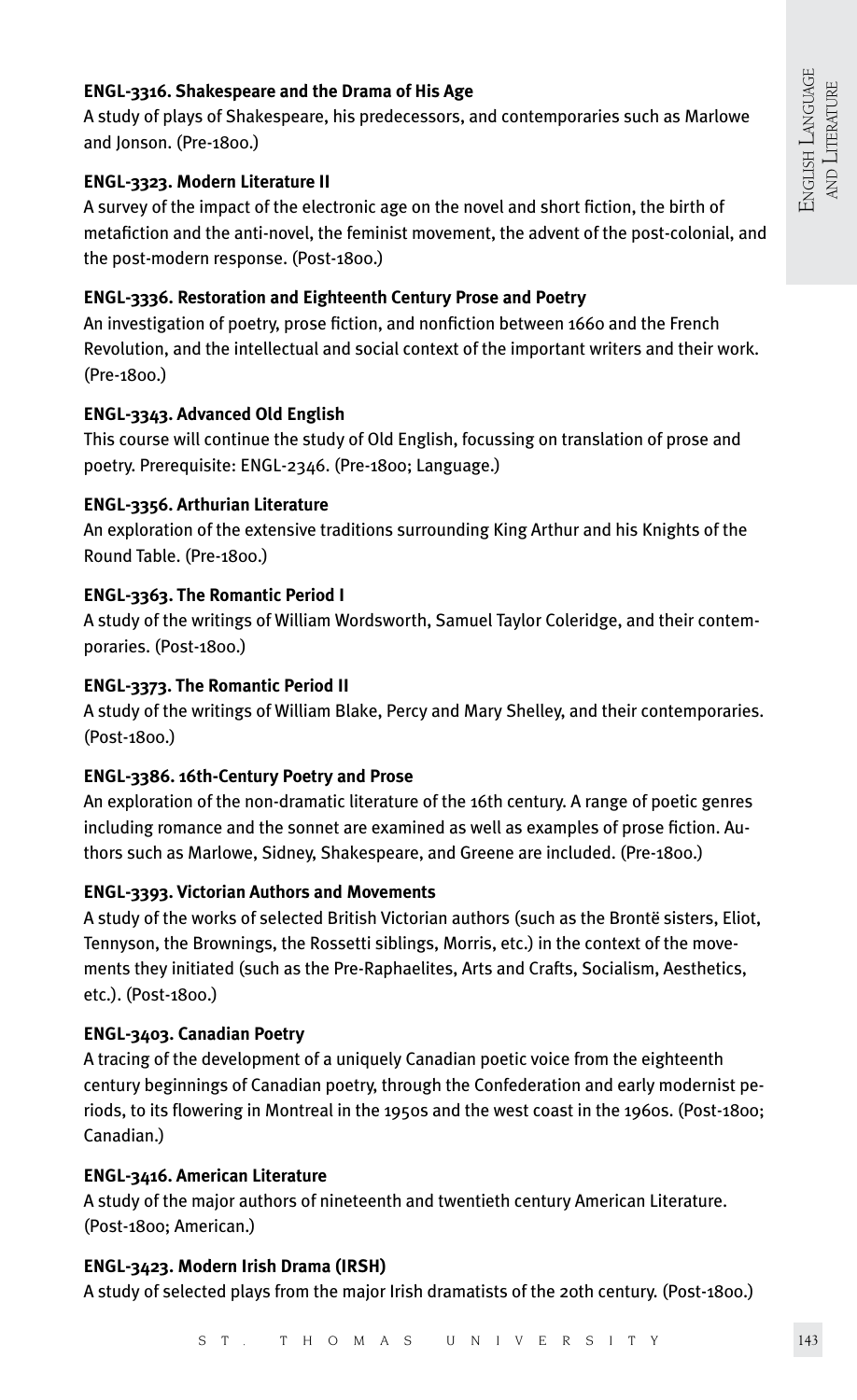**ENGL-3316. Shakespeare and the Drama of His Age**

A study of plays of Shakespeare, his predecessors, and contemporaries such as Marlowe and Jonson. (Pre-1800.)

**ENGL-3323. Modern Literature II**

A survey of the impact of the electronic age on the novel and short fiction, the birth of metafiction and the anti-novel, the feminist movement, the advent of the post-colonial, and the post-modern response. (Post-1800.)

**ENGL-3336. Restoration and Eighteenth Century Prose and Poetry**

An investigation of poetry, prose fiction, and nonfiction between 1660 and the French Revolution, and the intellectual and social context of the important writers and their work. (Pre-1800.)

**ENGL-3343. Advanced Old English**

This course will continue the study of Old English, focussing on translation of prose and poetry. Prerequisite: ENGL-2346. (Pre-1800; Language.)

**ENGL-3356. Arthurian Literature**

An exploration of the extensive traditions surrounding King Arthur and his Knights of the Round Table. (Pre-1800.)

**ENGL-3363. The Romantic Period I**

A study of the writings of William Wordsworth, Samuel Taylor Coleridge, and their contemporaries. (Post-1800.)

**ENGL-3373. The Romantic Period II**

A study of the writings of William Blake, Percy and Mary Shelley, and their contemporaries. (Post-1800.)

**ENGL-3386. 16th-Century Poetry and Prose**

An exploration of the non-dramatic literature of the 16th century. A range of poetic genres including romance and the sonnet are examined as well as examples of prose fiction. Authors such as Marlowe, Sidney, Shakespeare, and Greene are included. (Pre-1800.)

**ENGL-3393. Victorian Authors and Movements**

A study of the works of selected British Victorian authors (such as the Brontë sisters, Eliot, Tennyson, the Brownings, the Rossetti siblings, Morris, etc.) in the context of the movements they initiated (such as the Pre-Raphaelites, Arts and Crafts, Socialism, Aesthetics, etc.). (Post-1800.)

**ENGL-3403. Canadian Poetry**

A tracing of the development of a uniquely Canadian poetic voice from the eighteenth century beginnings of Canadian poetry, through the Confederation and early modernist periods, to its flowering in Montreal in the 1950s and the west coast in the 1960s. (Post-1800; Canadian.)

**ENGL-3416. American Literature**

A study of the major authors of nineteenth and twentieth century American Literature. (Post-1800; American.)

**ENGL-3423. Modern Irish Drama (IRSH)**

A study of selected plays from the major Irish dramatists of the 20th century. (Post-1800.)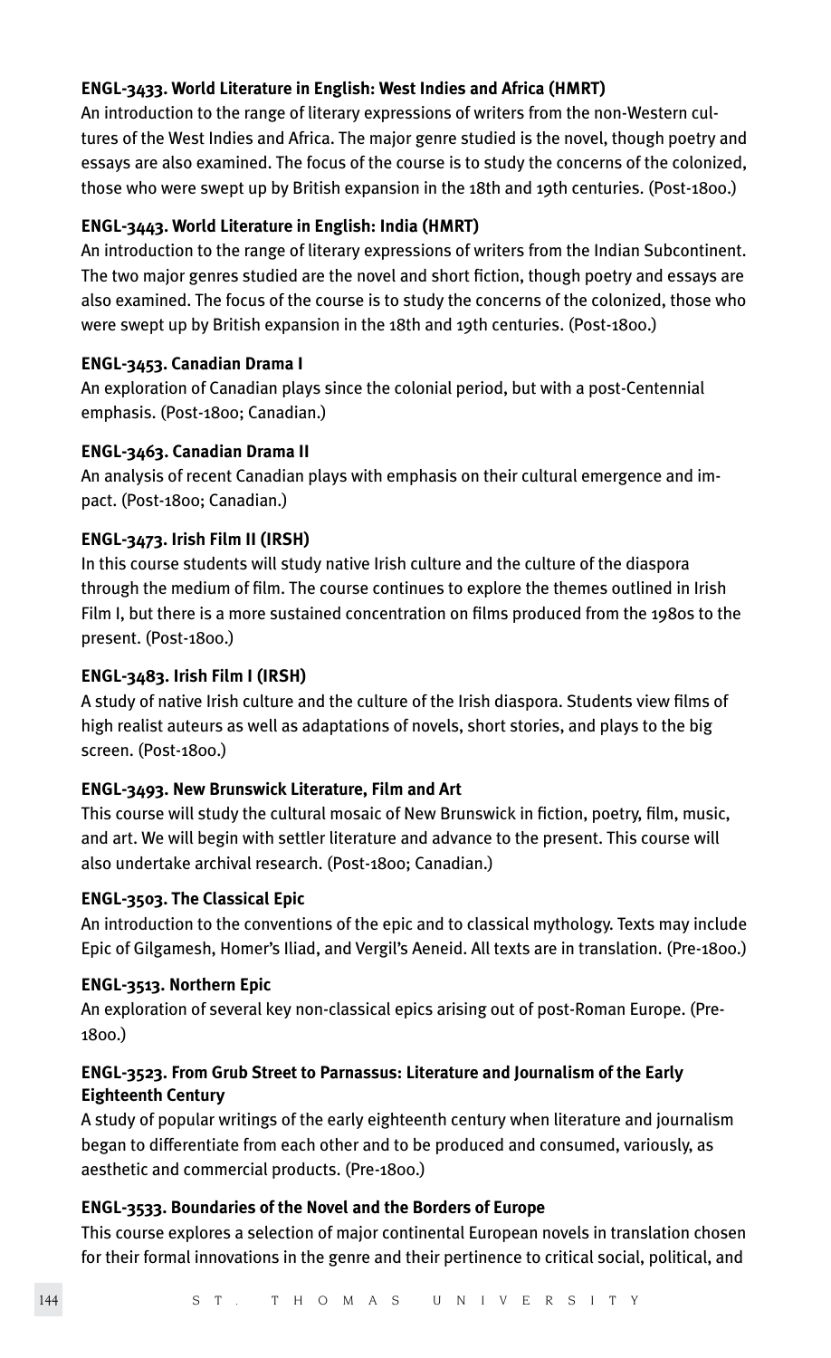**ENGL-3433. World Literature in English: West Indies and Africa (HMRT)**
An introduction to the range of literary expressions of writers from the non-Western cultures of the West Indies and Africa. The major genre studied is the novel, though poetry and essays are also examined. The focus of the course is to study the concerns of the colonized, those who were swept up by British expansion in the 18th and 19th centuries. (Post-1800.)

**ENGL-3443. World Literature in English: India (HMRT)**
An introduction to the range of literary expressions of writers from the Indian Subcontinent. The two major genres studied are the novel and short fiction, though poetry and essays are also examined. The focus of the course is to study the concerns of the colonized, those who were swept up by British expansion in the 18th and 19th centuries. (Post-1800.)

**ENGL-3453. Canadian Drama I**
An exploration of Canadian plays since the colonial period, but with a post-Centennial emphasis. (Post-1800; Canadian.)

**ENGL-3463. Canadian Drama II**
An analysis of recent Canadian plays with emphasis on their cultural emergence and impact. (Post-1800; Canadian.)

**ENGL-3473. Irish Film II (IRSH)**
In this course students will study native Irish culture and the culture of the diaspora through the medium of film. The course continues to explore the themes outlined in Irish Film I, but there is a more sustained concentration on films produced from the 1980s to the present. (Post-1800.)

**ENGL-3483. Irish Film I (IRSH)**
A study of native Irish culture and the culture of the Irish diaspora. Students view films of high realist auteurs as well as adaptations of novels, short stories, and plays to the big screen. (Post-1800.)

**ENGL-3493. New Brunswick Literature, Film and Art**
This course will study the cultural mosaic of New Brunswick in fiction, poetry, film, music, and art. We will begin with settler literature and advance to the present. This course will also undertake archival research. (Post-1800; Canadian.)

**ENGL-3503. The Classical Epic**
An introduction to the conventions of the epic and to classical mythology. Texts may include Epic of Gilgamesh, Homer's Iliad, and Vergil's Aeneid. All texts are in translation. (Pre-1800.)

**ENGL-3513. Northern Epic**
An exploration of several key non-classical epics arising out of post-Roman Europe. (Pre-1800.)

**ENGL-3523. From Grub Street to Parnassus: Literature and Journalism of the Early Eighteenth Century**
A study of popular writings of the early eighteenth century when literature and journalism began to differentiate from each other and to be produced and consumed, variously, as aesthetic and commercial products. (Pre-1800.)

**ENGL-3533. Boundaries of the Novel and the Borders of Europe**
This course explores a selection of major continental European novels in translation chosen for their formal innovations in the genre and their pertinence to critical social, political, and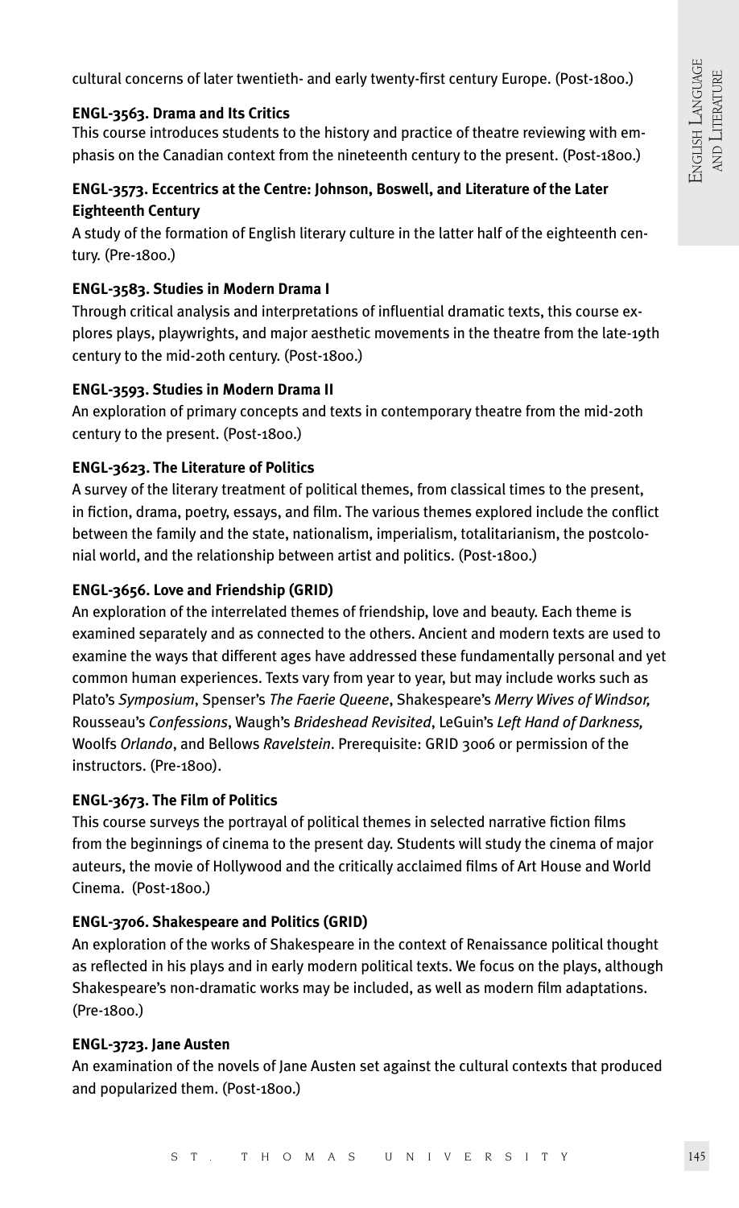cultural concerns of later twentieth- and early twenty-first century Europe. (Post-1800.)

**ENGL-3563. Drama and Its Critics**

This course introduces students to the history and practice of theatre reviewing with emphasis on the Canadian context from the nineteenth century to the present. (Post-1800.)

**ENGL-3573. Eccentrics at the Centre: Johnson, Boswell, and Literature of the Later Eighteenth Century**

A study of the formation of English literary culture in the latter half of the eighteenth century. (Pre-1800.)

**ENGL-3583. Studies in Modern Drama I**

Through critical analysis and interpretations of influential dramatic texts, this course explores plays, playwrights, and major aesthetic movements in the theatre from the late-19th century to the mid-20th century. (Post-1800.)

**ENGL-3593. Studies in Modern Drama II**

An exploration of primary concepts and texts in contemporary theatre from the mid-20th century to the present. (Post-1800.)

**ENGL-3623. The Literature of Politics**

A survey of the literary treatment of political themes, from classical times to the present, in fiction, drama, poetry, essays, and film. The various themes explored include the conflict between the family and the state, nationalism, imperialism, totalitarianism, the postcolonial world, and the relationship between artist and politics. (Post-1800.)

**ENGL-3656. Love and Friendship (GRID)**

An exploration of the interrelated themes of friendship, love and beauty. Each theme is examined separately and as connected to the others. Ancient and modern texts are used to examine the ways that different ages have addressed these fundamentally personal and yet common human experiences. Texts vary from year to year, but may include works such as Plato's *Symposium*, Spenser's *The Faerie Queene*, Shakespeare's *Merry Wives of Windsor,* Rousseau's *Confessions*, Waugh's *Brideshead Revisited*, LeGuin's *Left Hand of Darkness,* Woolfs *Orlando*, and Bellows *Ravelstein*. Prerequisite: GRID 3006 or permission of the instructors. (Pre-1800).

**ENGL-3673. The Film of Politics**

This course surveys the portrayal of political themes in selected narrative fiction films from the beginnings of cinema to the present day. Students will study the cinema of major auteurs, the movie of Hollywood and the critically acclaimed films of Art House and World Cinema. (Post-1800.)

**ENGL-3706. Shakespeare and Politics (GRID)**

An exploration of the works of Shakespeare in the context of Renaissance political thought as reflected in his plays and in early modern political texts. We focus on the plays, although Shakespeare's non-dramatic works may be included, as well as modern film adaptations. (Pre-1800.)

**ENGL-3723. Jane Austen**

An examination of the novels of Jane Austen set against the cultural contexts that produced and popularized them. (Post-1800.)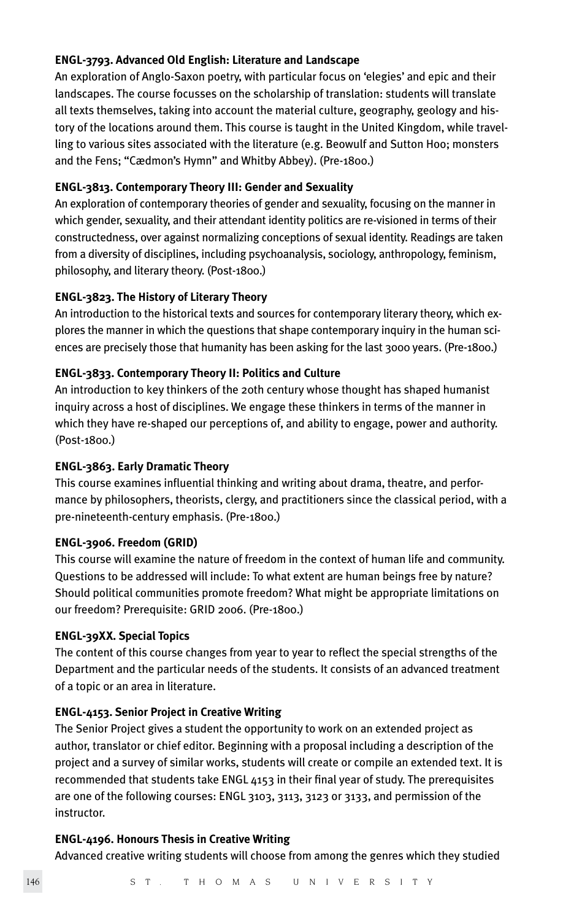**ENGL-3793. Advanced Old English: Literature and Landscape**
An exploration of Anglo-Saxon poetry, with particular focus on 'elegies' and epic and their landscapes. The course focusses on the scholarship of translation: students will translate all texts themselves, taking into account the material culture, geography, geology and history of the locations around them. This course is taught in the United Kingdom, while travelling to various sites associated with the literature (e.g. Beowulf and Sutton Hoo; monsters and the Fens; "Cædmon's Hymn" and Whitby Abbey). (Pre-1800.)

**ENGL-3813. Contemporary Theory III: Gender and Sexuality**
An exploration of contemporary theories of gender and sexuality, focusing on the manner in which gender, sexuality, and their attendant identity politics are re-visioned in terms of their constructedness, over against normalizing conceptions of sexual identity. Readings are taken from a diversity of disciplines, including psychoanalysis, sociology, anthropology, feminism, philosophy, and literary theory. (Post-1800.)

**ENGL-3823. The History of Literary Theory**
An introduction to the historical texts and sources for contemporary literary theory, which explores the manner in which the questions that shape contemporary inquiry in the human sciences are precisely those that humanity has been asking for the last 3000 years. (Pre-1800.)

**ENGL-3833. Contemporary Theory II: Politics and Culture**
An introduction to key thinkers of the 20th century whose thought has shaped humanist inquiry across a host of disciplines. We engage these thinkers in terms of the manner in which they have re-shaped our perceptions of, and ability to engage, power and authority. (Post-1800.)

**ENGL-3863. Early Dramatic Theory**
This course examines influential thinking and writing about drama, theatre, and performance by philosophers, theorists, clergy, and practitioners since the classical period, with a pre-nineteenth-century emphasis. (Pre-1800.)

**ENGL-3906. Freedom (GRID)**
This course will examine the nature of freedom in the context of human life and community. Questions to be addressed will include: To what extent are human beings free by nature? Should political communities promote freedom? What might be appropriate limitations on our freedom? Prerequisite: GRID 2006. (Pre-1800.)

**ENGL-39XX. Special Topics**
The content of this course changes from year to year to reflect the special strengths of the Department and the particular needs of the students. It consists of an advanced treatment of a topic or an area in literature.

**ENGL-4153. Senior Project in Creative Writing**
The Senior Project gives a student the opportunity to work on an extended project as author, translator or chief editor. Beginning with a proposal including a description of the project and a survey of similar works, students will create or compile an extended text. It is recommended that students take ENGL 4153 in their final year of study. The prerequisites are one of the following courses: ENGL 3103, 3113, 3123 or 3133, and permission of the instructor.

**ENGL-4196. Honours Thesis in Creative Writing**
Advanced creative writing students will choose from among the genres which they studied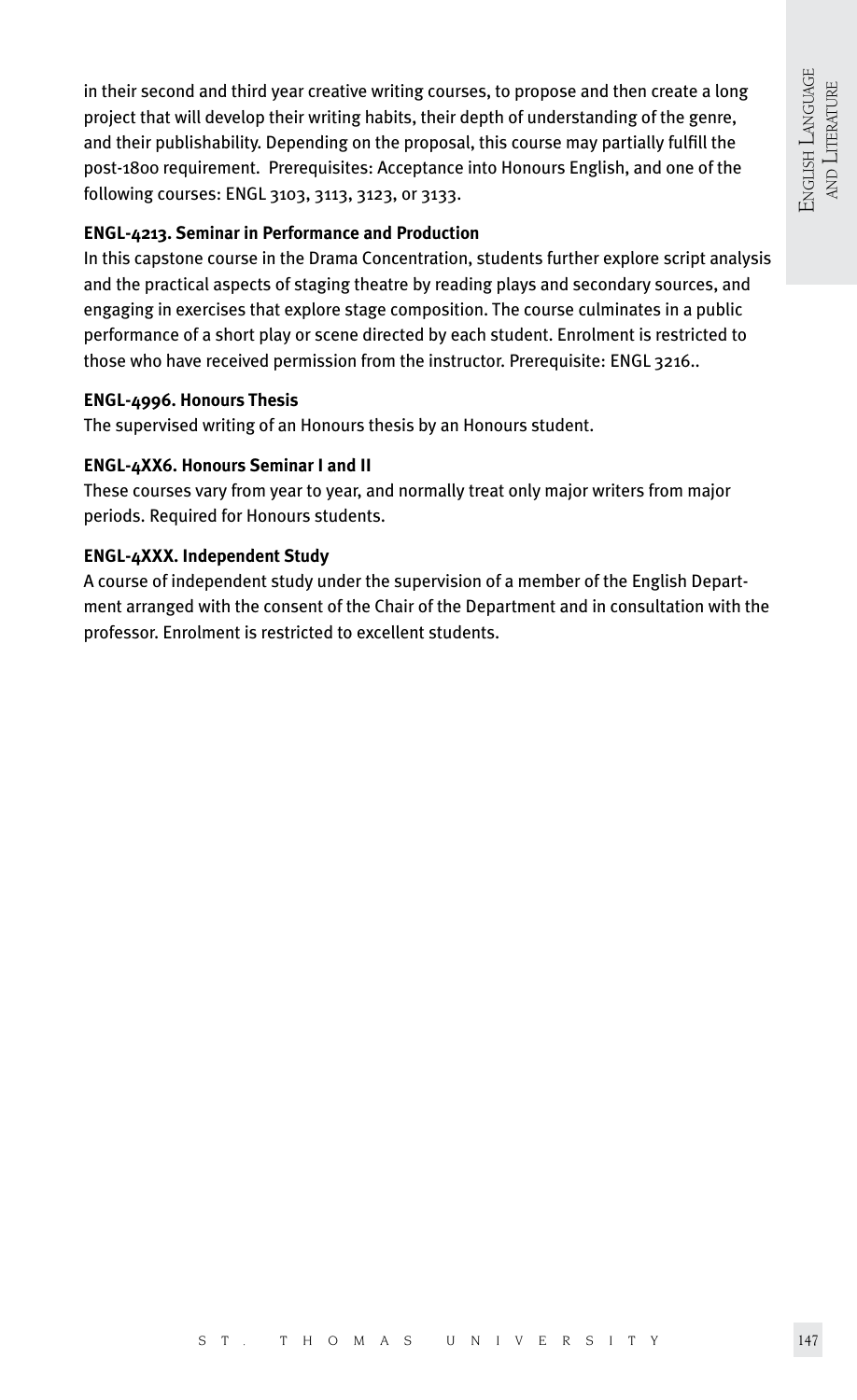in their second and third year creative writing courses, to propose and then create a long project that will develop their writing habits, their depth of understanding of the genre, and their publishability. Depending on the proposal, this course may partially fulfill the post-1800 requirement. Prerequisites: Acceptance into Honours English, and one of the following courses: ENGL 3103, 3113, 3123, or 3133.

**ENGL-4213. Seminar in Performance and Production**

In this capstone course in the Drama Concentration, students further explore script analysis and the practical aspects of staging theatre by reading plays and secondary sources, and engaging in exercises that explore stage composition. The course culminates in a public performance of a short play or scene directed by each student. Enrolment is restricted to those who have received permission from the instructor. Prerequisite: ENGL 3216..

**ENGL-4996. Honours Thesis**

The supervised writing of an Honours thesis by an Honours student.

**ENGL-4XX6. Honours Seminar I and II**

These courses vary from year to year, and normally treat only major writers from major periods. Required for Honours students.

**ENGL-4XXX. Independent Study**

A course of independent study under the supervision of a member of the English Department arranged with the consent of the Chair of the Department and in consultation with the professor. Enrolment is restricted to excellent students.